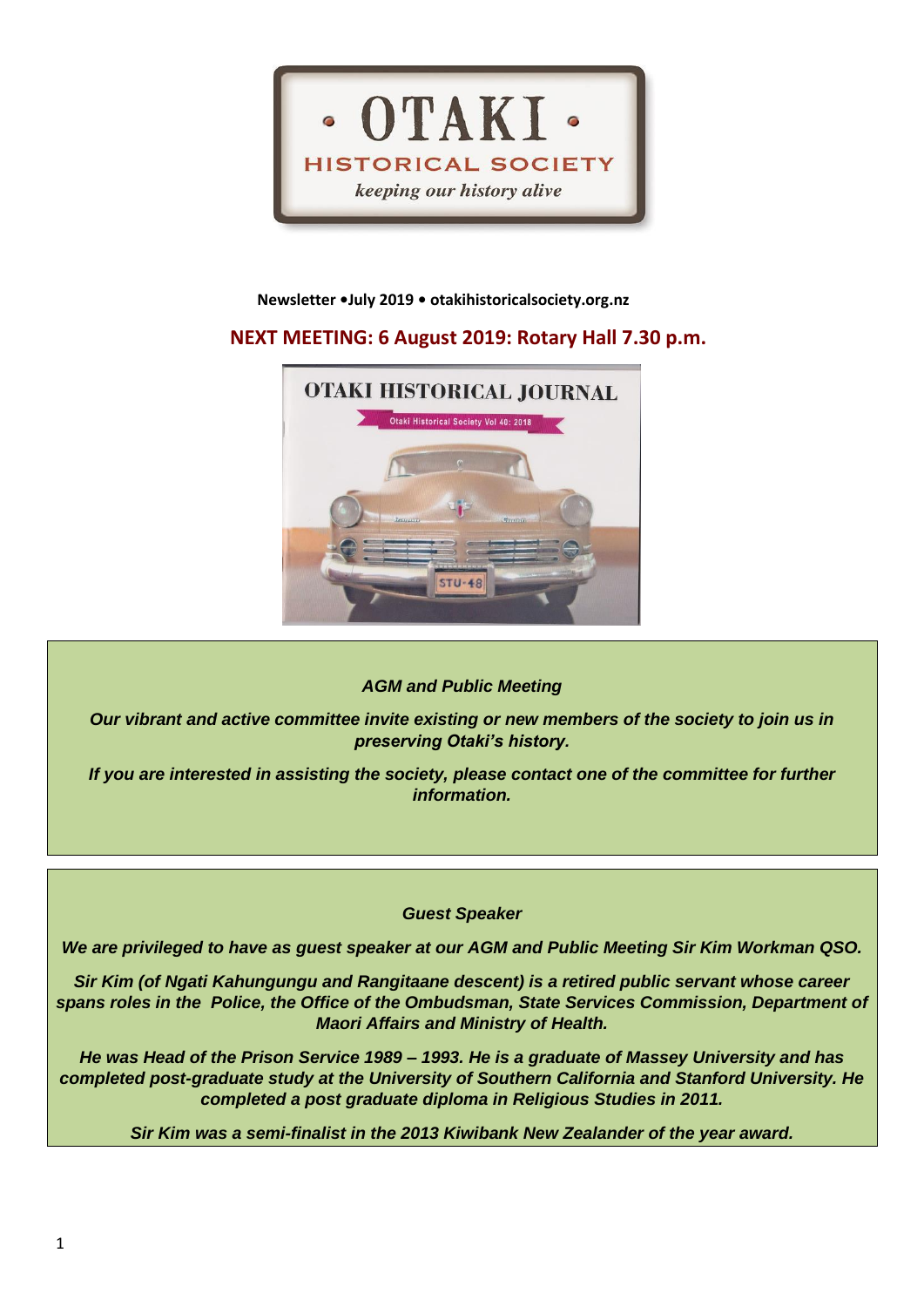# OTAKI HISTORICAL SOCIETY

*keeping our history alive*

**Newsletter •July 2019 • otakihistoricalsociety.org.nz**

## NEXT MEETING: 6 August 2019: Rotary Hall 7.30 p.m.

OTAKI HISTORICAL JOURNAL

Otaki Historical Society Vol 40: 2018

### *AGM and Public Meeting*

***Our vibrant and active committee invite existing or new members of the society to join us in preserving Otaki's history.***

***If you are interested in assisting the society, please contact one of the committee for further information.***

### *Guest Speaker*

***We are privileged to have as guest speaker at our AGM and Public Meeting Sir Kim Workman QSO.***

***Sir Kim (of Ngati Kahungungu and Rangitaane descent) is a retired public servant whose career spans roles in the Police, the Office of the Ombudsman, State Services Commission, Department of Maori Affairs and Ministry of Health.***

***He was Head of the Prison Service 1989 – 1993. He is a graduate of Massey University and has completed post-graduate study at the University of Southern California and Stanford University. He completed a post graduate diploma in Religious Studies in 2011.***

***Sir Kim was a semi-finalist in the 2013 Kiwibank New Zealander of the year award.***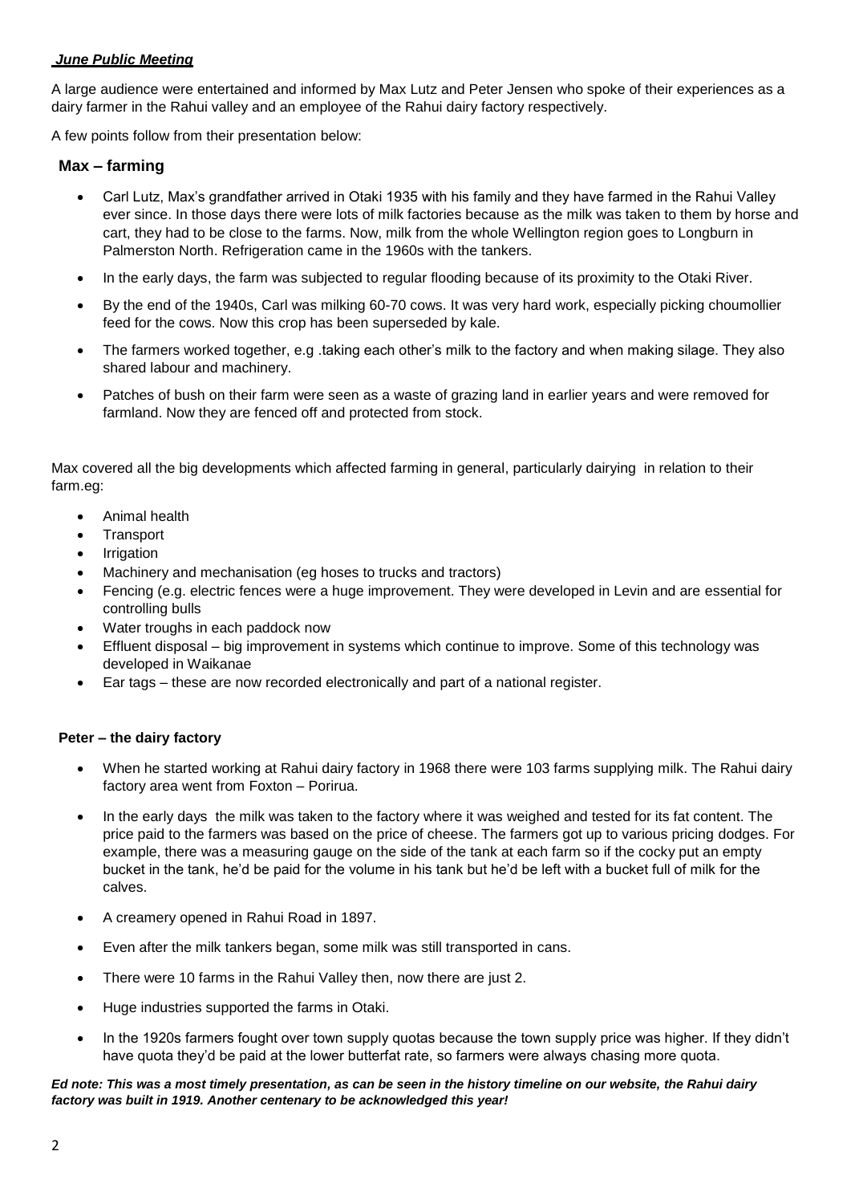***June Public Meeting***

A large audience were entertained and informed by Max Lutz and Peter Jensen who spoke of their experiences as a dairy farmer in the Rahui valley and an employee of the Rahui dairy factory respectively.

A few points follow from their presentation below:

### Max – farming

- Carl Lutz, Max's grandfather arrived in Otaki 1935 with his family and they have farmed in the Rahui Valley ever since. In those days there were lots of milk factories because as the milk was taken to them by horse and cart, they had to be close to the farms. Now, milk from the whole Wellington region goes to Longburn in Palmerston North. Refrigeration came in the 1960s with the tankers.
- In the early days, the farm was subjected to regular flooding because of its proximity to the Otaki River.
- By the end of the 1940s, Carl was milking 60-70 cows. It was very hard work, especially picking choumollier feed for the cows. Now this crop has been superseded by kale.
- The farmers worked together, e.g .taking each other's milk to the factory and when making silage. They also shared labour and machinery.
- Patches of bush on their farm were seen as a waste of grazing land in earlier years and were removed for farmland. Now they are fenced off and protected from stock.

Max covered all the big developments which affected farming in general, particularly dairying in relation to their farm.eg:

- Animal health
- Transport
- Irrigation
- Machinery and mechanisation (eg hoses to trucks and tractors)
- Fencing (e.g. electric fences were a huge improvement. They were developed in Levin and are essential for controlling bulls
- Water troughs in each paddock now
- Effluent disposal – big improvement in systems which continue to improve. Some of this technology was developed in Waikanae
- Ear tags – these are now recorded electronically and part of a national register.

### Peter – the dairy factory

- When he started working at Rahui dairy factory in 1968 there were 103 farms supplying milk. The Rahui dairy factory area went from Foxton – Porirua.
- In the early days the milk was taken to the factory where it was weighed and tested for its fat content. The price paid to the farmers was based on the price of cheese. The farmers got up to various pricing dodges. For example, there was a measuring gauge on the side of the tank at each farm so if the cocky put an empty bucket in the tank, he'd be paid for the volume in his tank but he'd be left with a bucket full of milk for the calves.
- A creamery opened in Rahui Road in 1897.
- Even after the milk tankers began, some milk was still transported in cans.
- There were 10 farms in the Rahui Valley then, now there are just 2.
- Huge industries supported the farms in Otaki.
- In the 1920s farmers fought over town supply quotas because the town supply price was higher. If they didn't have quota they'd be paid at the lower butterfat rate, so farmers were always chasing more quota.

***Ed note: This was a most timely presentation, as can be seen in the history timeline on our website, the Rahui dairy factory was built in 1919. Another centenary to be acknowledged this year!***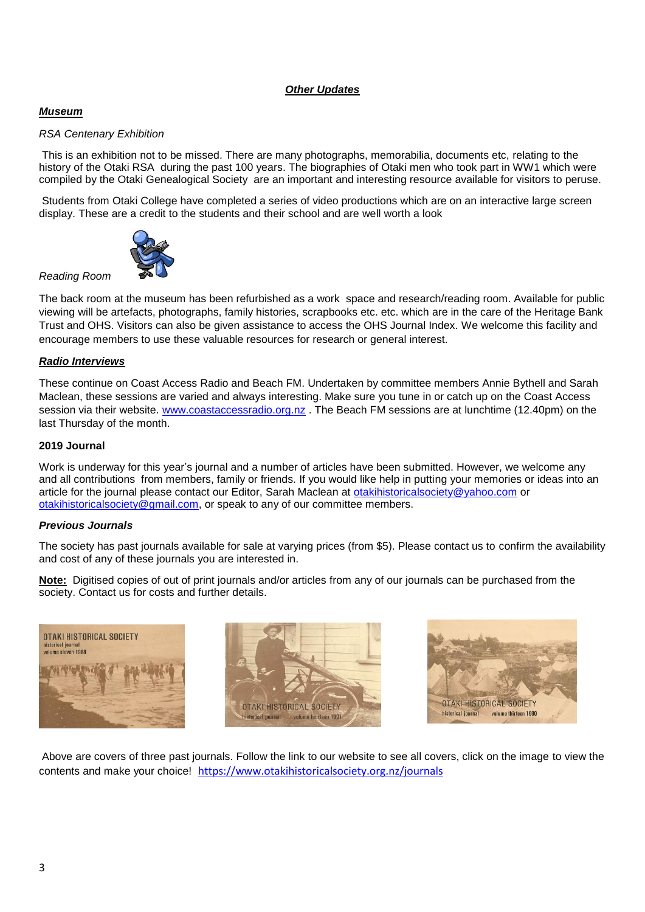## *Other Updates*

### *Museum*

*RSA Centenary Exhibition*

This is an exhibition not to be missed. There are many photographs, memorabilia, documents etc, relating to the history of the Otaki RSA during the past 100 years. The biographies of Otaki men who took part in WW1 which were compiled by the Otaki Genealogical Society are an important and interesting resource available for visitors to peruse.

Students from Otaki College have completed a series of video productions which are on an interactive large screen display. These are a credit to the students and their school and are well worth a look

*Reading Room*

The back room at the museum has been refurbished as a work space and research/reading room. Available for public viewing will be artefacts, photographs, family histories, scrapbooks etc. etc. which are in the care of the Heritage Bank Trust and OHS. Visitors can also be given assistance to access the OHS Journal Index. We welcome this facility and encourage members to use these valuable resources for research or general interest.

### *Radio Interviews*

These continue on Coast Access Radio and Beach FM. Undertaken by committee members Annie Bythell and Sarah Maclean, these sessions are varied and always interesting. Make sure you tune in or catch up on the Coast Access session via their website. www.coastaccessradio.org.nz . The Beach FM sessions are at lunchtime (12.40pm) on the last Thursday of the month.

### 2019 Journal

Work is underway for this year's journal and a number of articles have been submitted. However, we welcome any and all contributions from members, family or friends. If you would like help in putting your memories or ideas into an article for the journal please contact our Editor, Sarah Maclean at otakihistoricalsociety@yahoo.com or otakihistoricalsociety@gmail.com, or speak to any of our committee members.

### *Previous Journals*

The society has past journals available for sale at varying prices (from $5). Please contact us to confirm the availability and cost of any of these journals you are interested in.

**Note:** Digitised copies of out of print journals and/or articles from any of our journals can be purchased from the society. Contact us for costs and further details.

Above are covers of three past journals. Follow the link to our website to see all covers, click on the image to view the contents and make your choice! https://www.otakihistoricalsociety.org.nz/journals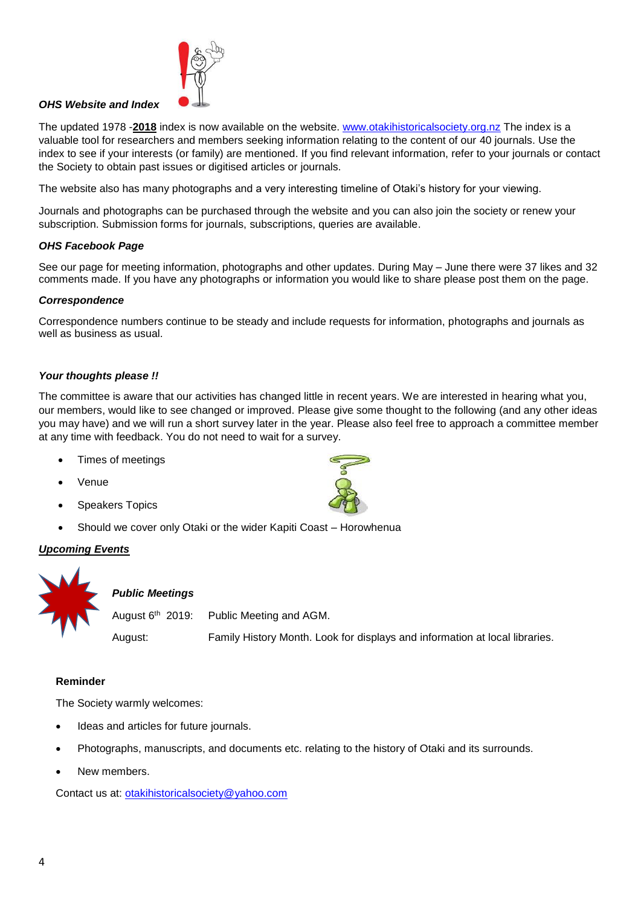### *OHS Website and Index*

The updated 1978 -**2018** index is now available on the website. www.otakihistoricalsociety.org.nz The index is a valuable tool for researchers and members seeking information relating to the content of our 40 journals. Use the index to see if your interests (or family) are mentioned. If you find relevant information, refer to your journals or contact the Society to obtain past issues or digitised articles or journals.

The website also has many photographs and a very interesting timeline of Otaki's history for your viewing.

Journals and photographs can be purchased through the website and you can also join the society or renew your subscription. Submission forms for journals, subscriptions, queries are available.

### *OHS Facebook Page*

See our page for meeting information, photographs and other updates. During May – June there were 37 likes and 32 comments made. If you have any photographs or information you would like to share please post them on the page.

### *Correspondence*

Correspondence numbers continue to be steady and include requests for information, photographs and journals as well as business as usual.

### *Your thoughts please !!*

The committee is aware that our activities has changed little in recent years. We are interested in hearing what you, our members, would like to see changed or improved. Please give some thought to the following (and any other ideas you may have) and we will run a short survey later in the year. Please also feel free to approach a committee member at any time with feedback. You do not need to wait for a survey.

- Times of meetings
- Venue
- Speakers Topics
- Should we cover only Otaki or the wider Kapiti Coast – Horowhenua

## ***Upcoming Events***

### *Public Meetings*

| | |
|---|---|
| August 6th 2019: | Public Meeting and AGM. |
| August: | Family History Month. Look for displays and information at local libraries. |

**Reminder**

The Society warmly welcomes:

- Ideas and articles for future journals.
- Photographs, manuscripts, and documents etc. relating to the history of Otaki and its surrounds.
- New members.

Contact us at: otakihistoricalsociety@yahoo.com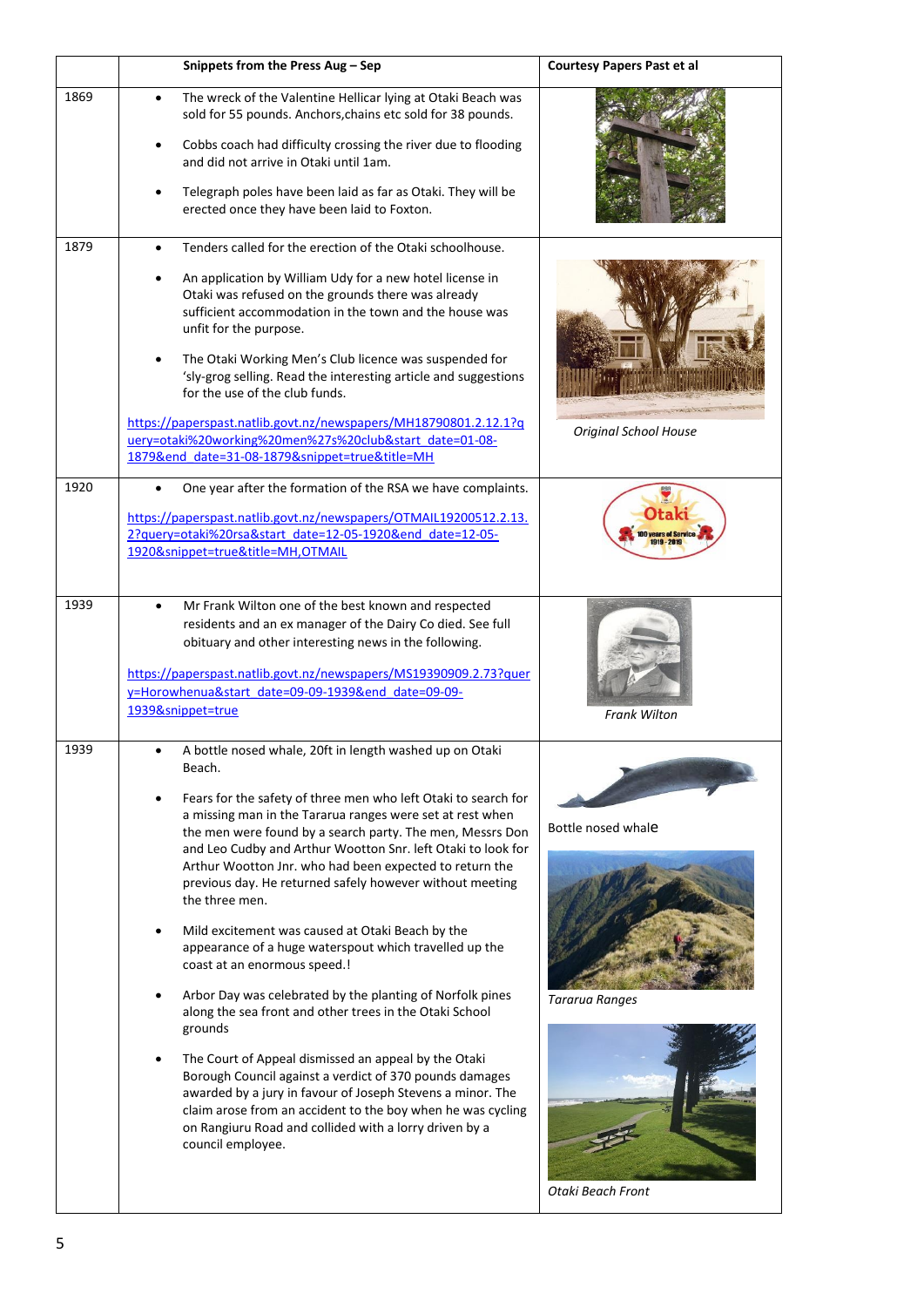| | Snippets from the Press Aug – Sep | Courtesy Papers Past et al |
|---|---|---|
| 1869 | • The wreck of the Valentine Hellicar lying at Otaki Beach was sold for 55 pounds. Anchors,chains etc sold for 38 pounds.<br><br>• Cobbs coach had difficulty crossing the river due to flooding and did not arrive in Otaki until 1am.<br><br>• Telegraph poles have been laid as far as Otaki. They will be erected once they have been laid to Foxton. | |
| 1879 | • Tenders called for the erection of the Otaki schoolhouse.<br><br>• An application by William Udy for a new hotel license in Otaki was refused on the grounds there was already sufficient accommodation in the town and the house was unfit for the purpose.<br><br>• The Otaki Working Men's Club licence was suspended for 'sly-grog selling. Read the interesting article and suggestions for the use of the club funds.<br><br>https://paperspast.natlib.govt.nz/newspapers/MH18790801.2.12.1?query=otaki%20working%20men%27s%20club&start_date=01-08-1879&end_date=31-08-1879&snippet=true&title=MH | *Original School House* |
| 1920 | • One year after the formation of the RSA we have complaints.<br><br>https://paperspast.natlib.govt.nz/newspapers/OTMAIL19200512.2.13.2?query=otaki%20rsa&start_date=12-05-1920&end_date=12-05-1920&snippet=true&title=MH,OTMAIL | |
| 1939 | • Mr Frank Wilton one of the best known and respected residents and an ex manager of the Dairy Co died. See full obituary and other interesting news in the following.<br><br>https://paperspast.natlib.govt.nz/newspapers/MS19390909.2.73?query=Horowhenua&start_date=09-09-1939&end_date=09-09-1939&snippet=true | *Frank Wilton* |
| 1939 | • A bottle nosed whale, 20ft in length washed up on Otaki Beach.<br><br>• Fears for the safety of three men who left Otaki to search for a missing man in the Tararua ranges were set at rest when the men were found by a search party. The men, Messrs Don and Leo Cudby and Arthur Wootton Snr. left Otaki to look for Arthur Wootton Jnr. who had been expected to return the previous day. He returned safely however without meeting the three men.<br><br>• Mild excitement was caused at Otaki Beach by the appearance of a huge waterspout which travelled up the coast at an enormous speed.!<br><br>• Arbor Day was celebrated by the planting of Norfolk pines along the sea front and other trees in the Otaki School grounds<br><br>• The Court of Appeal dismissed an appeal by the Otaki Borough Council against a verdict of 370 pounds damages awarded by a jury in favour of Joseph Stevens a minor. The claim arose from an accident to the boy when he was cycling on Rangiuru Road and collided with a lorry driven by a council employee. | Bottle nosed whale<br><br>*Tararua Ranges*<br><br>*Otaki Beach Front* |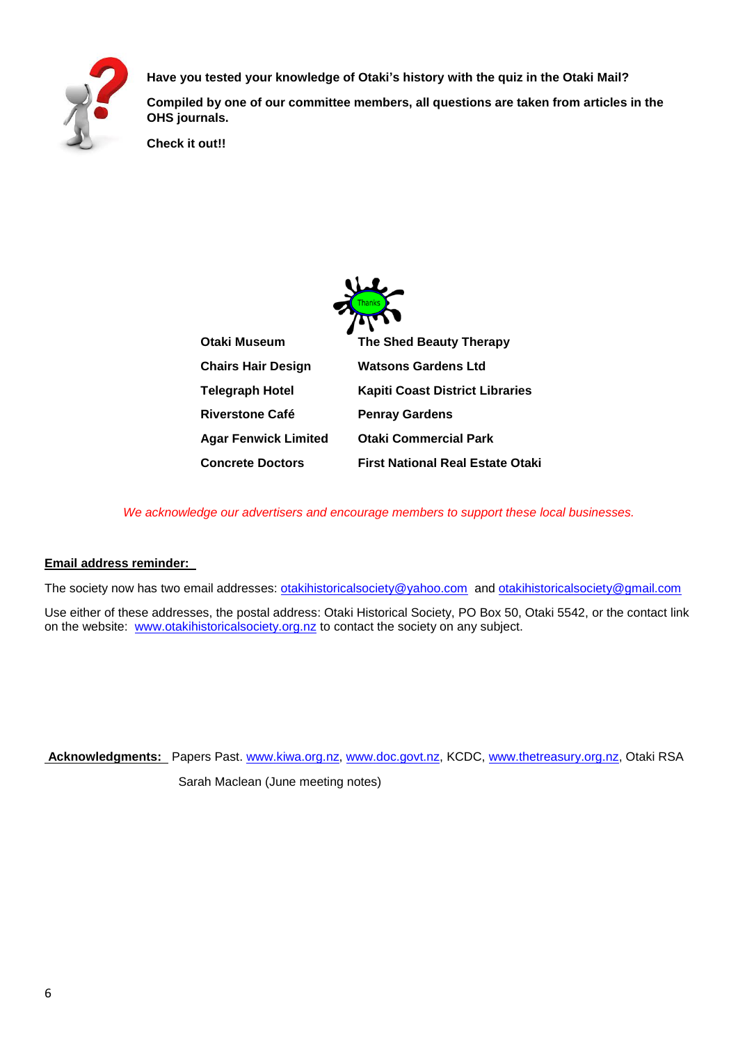**Have you tested your knowledge of Otaki's history with the quiz in the Otaki Mail?**

**Compiled by one of our committee members, all questions are taken from articles in the OHS journals.**

**Check it out!!**

Thanks

| | |
|---|---|
| **Otaki Museum** | **The Shed Beauty Therapy** |
| **Chairs Hair Design** | **Watsons Gardens Ltd** |
| **Telegraph Hotel** | **Kapiti Coast District Libraries** |
| **Riverstone Café** | **Penray Gardens** |
| **Agar Fenwick Limited** | **Otaki Commercial Park** |
| **Concrete Doctors** | **First National Real Estate Otaki** |

*We acknowledge our advertisers and encourage members to support these local businesses.*

**Email address reminder:**

The society now has two email addresses: otakihistoricalsociety@yahoo.com and otakihistoricalsociety@gmail.com

Use either of these addresses, the postal address: Otaki Historical Society, PO Box 50, Otaki 5542, or the contact link on the website: www.otakihistoricalsociety.org.nz to contact the society on any subject.

**Acknowledgments:** Papers Past. www.kiwa.org.nz, www.doc.govt.nz, KCDC, www.thetreasury.org.nz, Otaki RSA

Sarah Maclean (June meeting notes)